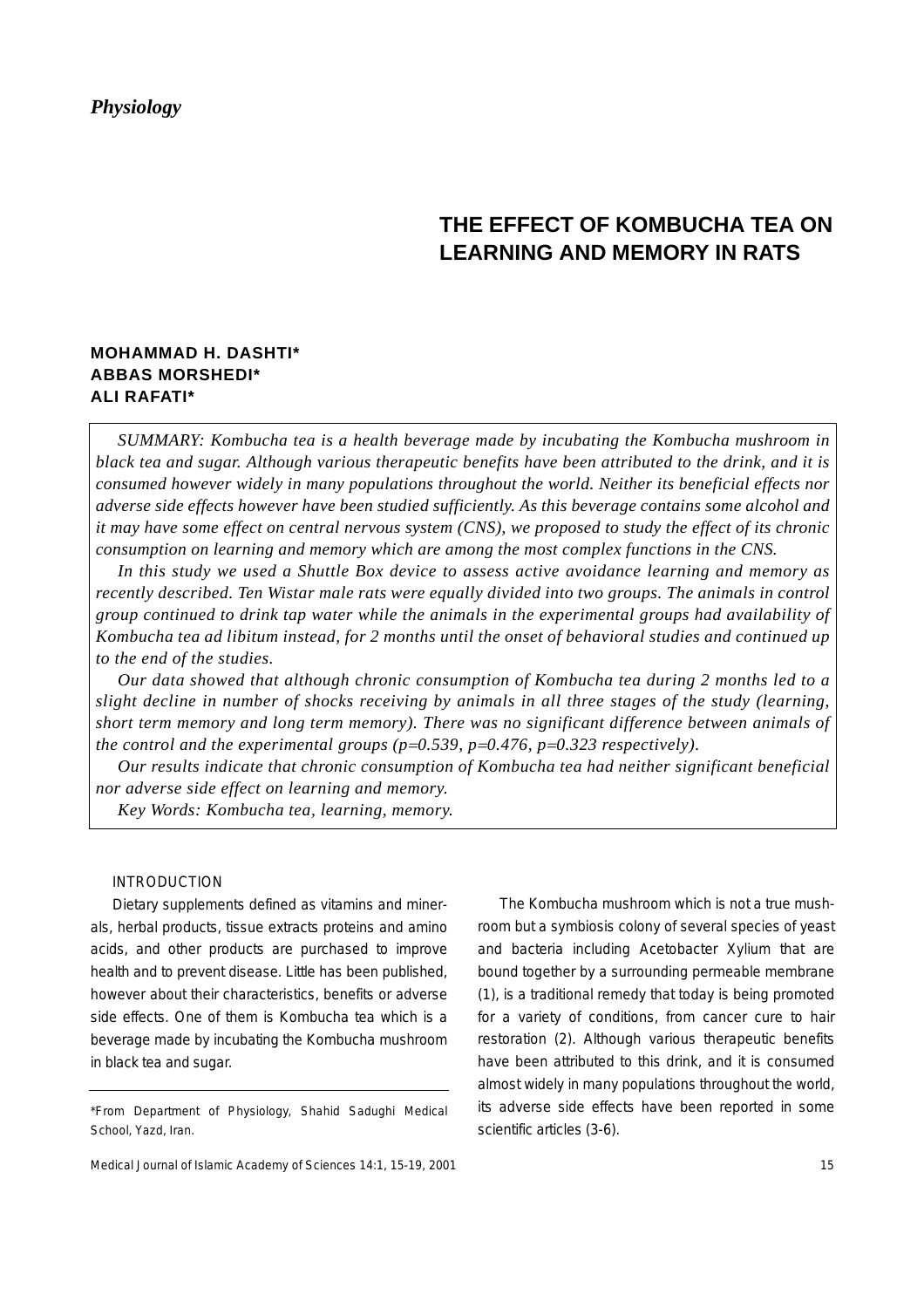*Physiology*

# THE EFFECT OF KOMBUCHA TEA ON LEARNING AND MEMORY IN RATS

**MOHAMMAD H. DASHTI\***
**ABBAS MORSHEDI\***
**ALI RAFATI\***

*SUMMARY: Kombucha tea is a health beverage made by incubating the Kombucha mushroom in black tea and sugar. Although various therapeutic benefits have been attributed to the drink, and it is consumed however widely in many populations throughout the world. Neither its beneficial effects nor adverse side effects however have been studied sufficiently. As this beverage contains some alcohol and it may have some effect on central nervous system (CNS), we proposed to study the effect of its chronic consumption on learning and memory which are among the most complex functions in the CNS.*

*In this study we used a Shuttle Box device to assess active avoidance learning and memory as recently described. Ten Wistar male rats were equally divided into two groups. The animals in control group continued to drink tap water while the animals in the experimental groups had availability of Kombucha tea ad libitum instead, for 2 months until the onset of behavioral studies and continued up to the end of the studies.*

*Our data showed that although chronic consumption of Kombucha tea during 2 months led to a slight decline in number of shocks receiving by animals in all three stages of the study (learning, short term memory and long term memory). There was no significant difference between animals of the control and the experimental groups ($p=0.539$, $p=0.476$, $p=0.323$ respectively).*

*Our results indicate that chronic consumption of Kombucha tea had neither significant beneficial nor adverse side effect on learning and memory.*

*Key Words: Kombucha tea, learning, memory.*

## INTRODUCTION

Dietary supplements defined as vitamins and minerals, herbal products, tissue extracts proteins and amino acids, and other products are purchased to improve health and to prevent disease. Little has been published, however about their characteristics, benefits or adverse side effects. One of them is Kombucha tea which is a beverage made by incubating the Kombucha mushroom in black tea and sugar.

The Kombucha mushroom which is not a true mushroom but a symbiosis colony of several species of yeast and bacteria including Acetobacter Xylium that are bound together by a surrounding permeable membrane (1), is a traditional remedy that today is being promoted for a variety of conditions, from cancer cure to hair restoration (2). Although various therapeutic benefits have been attributed to this drink, and it is consumed almost widely in many populations throughout the world, its adverse side effects have been reported in some scientific articles (3-6).

\*From Department of Physiology, Shahid Sadughi Medical School, Yazd, Iran.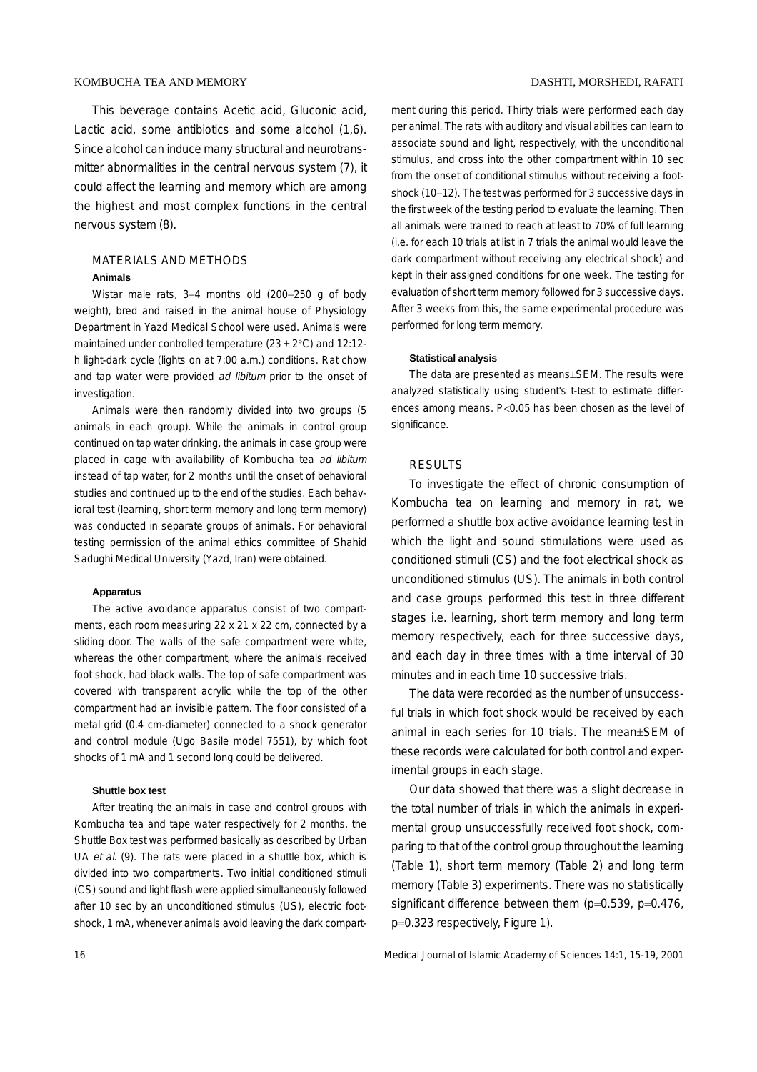This beverage contains Acetic acid, Gluconic acid, Lactic acid, some antibiotics and some alcohol (1,6). Since alcohol can induce many structural and neurotransmitter abnormalities in the central nervous system (7), it could affect the learning and memory which are among the highest and most complex functions in the central nervous system (8).

## MATERIALS AND METHODS

### Animals

Wistar male rats, 3–4 months old (200–250 g of body weight), bred and raised in the animal house of Physiology Department in Yazd Medical School were used. Animals were maintained under controlled temperature (23 ± 2°C) and 12:12-h light-dark cycle (lights on at 7:00 a.m.) conditions. Rat chow and tap water were provided *ad libitum* prior to the onset of investigation.

Animals were then randomly divided into two groups (5 animals in each group). While the animals in control group continued on tap water drinking, the animals in case group were placed in cage with availability of Kombucha tea *ad libitum* instead of tap water, for 2 months until the onset of behavioral studies and continued up to the end of the studies. Each behavioral test (learning, short term memory and long term memory) was conducted in separate groups of animals. For behavioral testing permission of the animal ethics committee of Shahid Sadughi Medical University (Yazd, Iran) were obtained.

### Apparatus

The active avoidance apparatus consist of two compartments, each room measuring 22 x 21 x 22 cm, connected by a sliding door. The walls of the safe compartment were white, whereas the other compartment, where the animals received foot shock, had black walls. The top of safe compartment was covered with transparent acrylic while the top of the other compartment had an invisible pattern. The floor consisted of a metal grid (0.4 cm-diameter) connected to a shock generator and control module (Ugo Basile model 7551), by which foot shocks of 1 mA and 1 second long could be delivered.

### Shuttle box test

After treating the animals in case and control groups with Kombucha tea and tape water respectively for 2 months, the Shuttle Box test was performed basically as described by Urban UA *et al.* (9). The rats were placed in a shuttle box, which is divided into two compartments. Two initial conditioned stimuli (CS) sound and light flash were applied simultaneously followed after 10 sec by an unconditioned stimulus (US), electric foot-shock, 1 mA, whenever animals avoid leaving the dark compartment during this period. Thirty trials were performed each day per animal. The rats with auditory and visual abilities can learn to associate sound and light, respectively, with the unconditional stimulus, and cross into the other compartment within 10 sec from the onset of conditional stimulus without receiving a foot-shock (10–12). The test was performed for 3 successive days in the first week of the testing period to evaluate the learning. Then all animals were trained to reach at least to 70% of full learning (i.e. for each 10 trials at list in 7 trials the animal would leave the dark compartment without receiving any electrical shock) and kept in their assigned conditions for one week. The testing for evaluation of short term memory followed for 3 successive days. After 3 weeks from this, the same experimental procedure was performed for long term memory.

### Statistical analysis

The data are presented as means±SEM. The results were analyzed statistically using student's t-test to estimate differences among means. $P<0.05$ has been chosen as the level of significance.

## RESULTS

To investigate the effect of chronic consumption of Kombucha tea on learning and memory in rat, we performed a shuttle box active avoidance learning test in which the light and sound stimulations were used as conditioned stimuli (CS) and the foot electrical shock as unconditioned stimulus (US). The animals in both control and case groups performed this test in three different stages i.e. learning, short term memory and long term memory respectively, each for three successive days, and each day in three times with a time interval of 30 minutes and in each time 10 successive trials.

The data were recorded as the number of unsuccessful trials in which foot shock would be received by each animal in each series for 10 trials. The mean±SEM of these records were calculated for both control and experimental groups in each stage.

Our data showed that there was a slight decrease in the total number of trials in which the animals in experimental group unsuccessfully received foot shock, comparing to that of the control group throughout the learning (Table 1), short term memory (Table 2) and long term memory (Table 3) experiments. There was no statistically significant difference between them ($p=0.539$, $p=0.476$, $p=0.323$ respectively, Figure 1).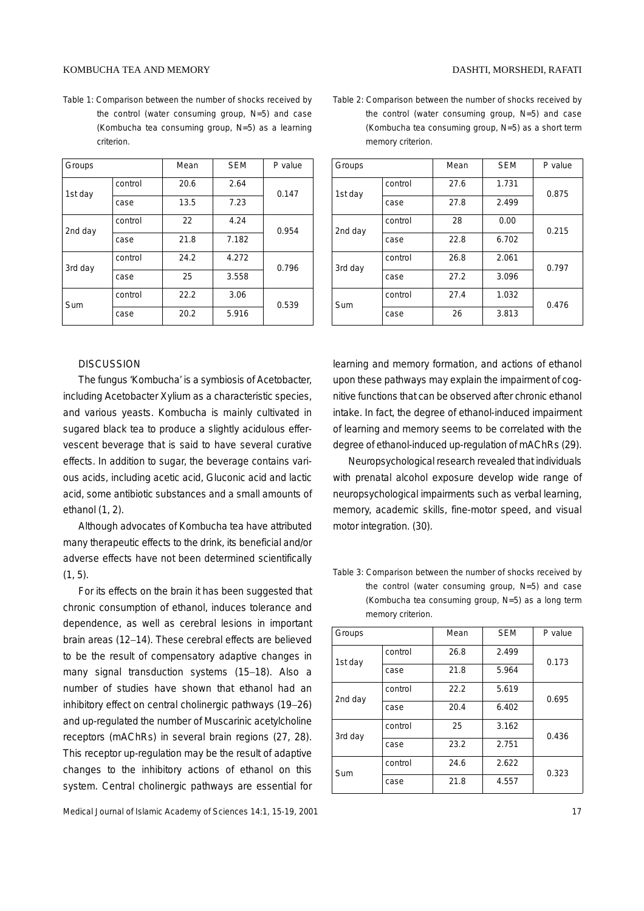Table 1: Comparison between the number of shocks received by the control (water consuming group, N=5) and case (Kombucha tea consuming group, N=5) as a learning criterion.

| Groups | | Mean | SEM | P value |
|---|---|---|---|---|
| 1st day | control | 20.6 | 2.64 | 0.147 |
| | case | 13.5 | 7.23 | |
| 2nd day | control | 22 | 4.24 | 0.954 |
| | case | 21.8 | 7.182 | |
| 3rd day | control | 24.2 | 4.272 | 0.796 |
| | case | 25 | 3.558 | |
| Sum | control | 22.2 | 3.06 | 0.539 |
| | case | 20.2 | 5.916 | |

Table 2: Comparison between the number of shocks received by the control (water consuming group, N=5) and case (Kombucha tea consuming group, N=5) as a short term memory criterion.

| Groups | | Mean | SEM | P value |
|---|---|---|---|---|
| 1st day | control | 27.6 | 1.731 | 0.875 |
| | case | 27.8 | 2.499 | |
| 2nd day | control | 28 | 0.00 | 0.215 |
| | case | 22.8 | 6.702 | |
| 3rd day | control | 26.8 | 2.061 | 0.797 |
| | case | 27.2 | 3.096 | |
| Sum | control | 27.4 | 1.032 | 0.476 |
| | case | 26 | 3.813 | |

## DISCUSSION

The fungus 'Kombucha' is a symbiosis of Acetobacter, including Acetobacter Xylium as a characteristic species, and various yeasts. Kombucha is mainly cultivated in sugared black tea to produce a slightly acidulous effervescent beverage that is said to have several curative effects. In addition to sugar, the beverage contains various acids, including acetic acid, Gluconic acid and lactic acid, some antibiotic substances and a small amounts of ethanol (1, 2).

Although advocates of Kombucha tea have attributed many therapeutic effects to the drink, its beneficial and/or adverse effects have not been determined scientifically (1, 5).

For its effects on the brain it has been suggested that chronic consumption of ethanol, induces tolerance and dependence, as well as cerebral lesions in important brain areas (12–14). These cerebral effects are believed to be the result of compensatory adaptive changes in many signal transduction systems (15–18). Also a number of studies have shown that ethanol had an inhibitory effect on central cholinergic pathways (19–26) and up-regulated the number of Muscarinic acetylcholine receptors (mAChRs) in several brain regions (27, 28). This receptor up-regulation may be the result of adaptive changes to the inhibitory actions of ethanol on this system. Central cholinergic pathways are essential for learning and memory formation, and actions of ethanol upon these pathways may explain the impairment of cognitive functions that can be observed after chronic ethanol intake. In fact, the degree of ethanol-induced impairment of learning and memory seems to be correlated with the degree of ethanol-induced up-regulation of mAChRs (29).

Neuropsychological research revealed that individuals with prenatal alcohol exposure develop wide range of neuropsychological impairments such as verbal learning, memory, academic skills, fine-motor speed, and visual motor integration. (30).

Table 3: Comparison between the number of shocks received by the control (water consuming group, N=5) and case (Kombucha tea consuming group, N=5) as a long term memory criterion.

| Groups | | Mean | SEM | P value |
|---|---|---|---|---|
| 1st day | control | 26.8 | 2.499 | 0.173 |
| | case | 21.8 | 5.964 | |
| 2nd day | control | 22.2 | 5.619 | 0.695 |
| | case | 20.4 | 6.402 | |
| 3rd day | control | 25 | 3.162 | 0.436 |
| | case | 23.2 | 2.751 | |
| Sum | control | 24.6 | 2.622 | 0.323 |
| | case | 21.8 | 4.557 | |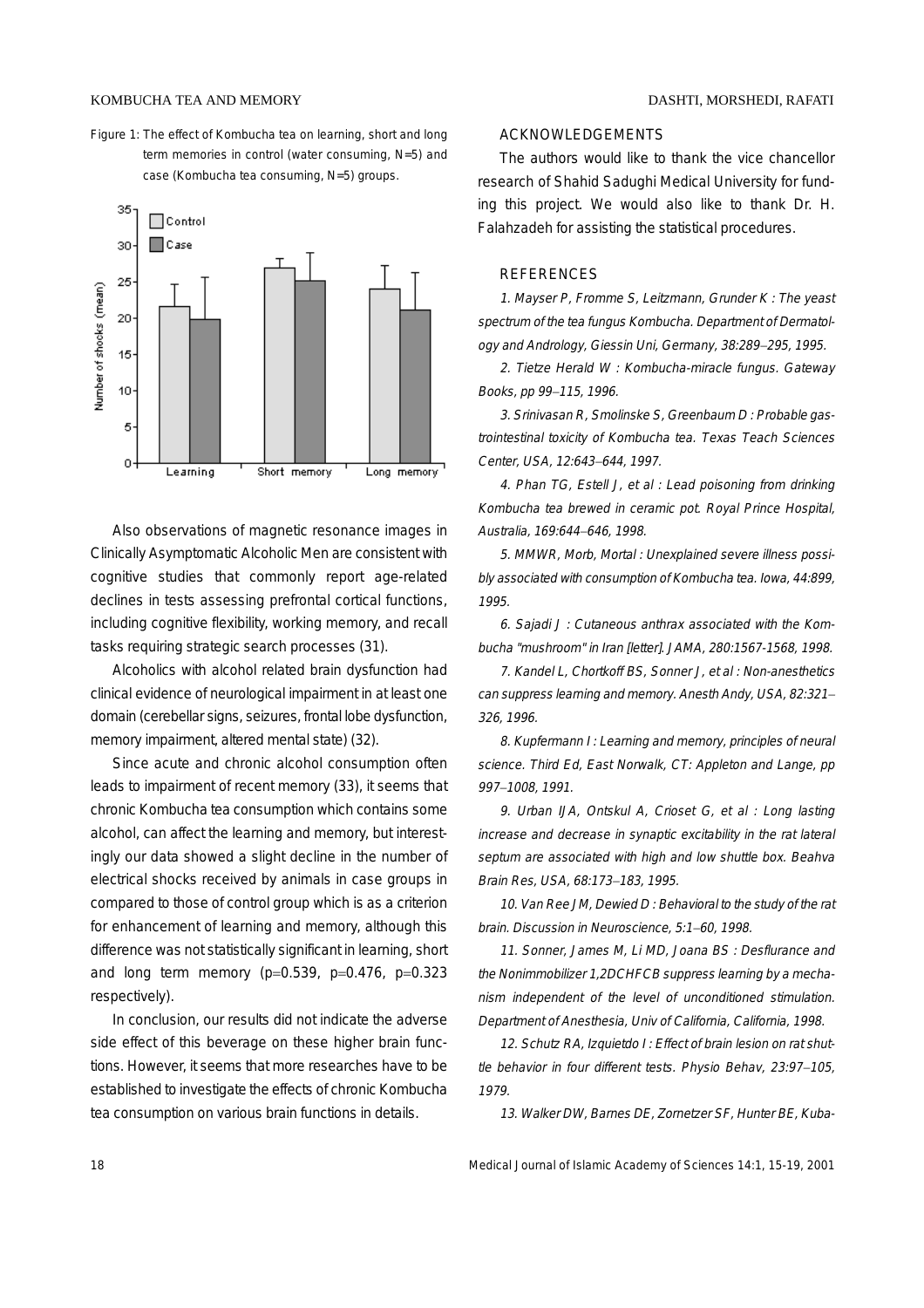Figure 1: The effect of Kombucha tea on learning, short and long term memories in control (water consuming, N=5) and case (Kombucha tea consuming, N=5) groups.

Also observations of magnetic resonance images in Clinically Asymptomatic Alcoholic Men are consistent with cognitive studies that commonly report age-related declines in tests assessing prefrontal cortical functions, including cognitive flexibility, working memory, and recall tasks requiring strategic search processes (31).

Alcoholics with alcohol related brain dysfunction had clinical evidence of neurological impairment in at least one domain (cerebellar signs, seizures, frontal lobe dysfunction, memory impairment, altered mental state) (32).

Since acute and chronic alcohol consumption often leads to impairment of recent memory (33), it seems that chronic Kombucha tea consumption which contains some alcohol, can affect the learning and memory, but interestingly our data showed a slight decline in the number of electrical shocks received by animals in case groups in compared to those of control group which is as a criterion for enhancement of learning and memory, although this difference was not statistically significant in learning, short and long term memory ($p=0.539$, $p=0.476$, $p=0.323$ respectively).

In conclusion, our results did not indicate the adverse side effect of this beverage on these higher brain functions. However, it seems that more researches have to be established to investigate the effects of chronic Kombucha tea consumption on various brain functions in details.

## ACKNOWLEDGEMENTS

The authors would like to thank the vice chancellor research of Shahid Sadughi Medical University for funding this project. We would also like to thank Dr. H. Falahzadeh for assisting the statistical procedures.

## REFERENCES

1. *Mayser P, Fromme S, Leitzmann, Grunder K : The yeast spectrum of the tea fungus Kombucha. Department of Dermatology and Andrology, Giessin Uni, Germany, 38:289–295, 1995.*

2. *Tietze Herald W : Kombucha-miracle fungus. Gateway Books, pp 99–115, 1996.*

3. *Srinivasan R, Smolinske S, Greenbaum D : Probable gastrointestinal toxicity of Kombucha tea. Texas Teach Sciences Center, USA, 12:643–644, 1997.*

4. *Phan TG, Estell J, et al : Lead poisoning from drinking Kombucha tea brewed in ceramic pot. Royal Prince Hospital, Australia, 169:644–646, 1998.*

5. *MMWR, Morb, Mortal : Unexplained severe illness possibly associated with consumption of Kombucha tea. Iowa, 44:899, 1995.*

6. *Sajadi J : Cutaneous anthrax associated with the Kombucha "mushroom" in Iran [letter]. JAMA, 280:1567-1568, 1998.*

7. *Kandel L, Chortkoff BS, Sonner J, et al : Non-anesthetics can suppress learning and memory. Anesth Andy, USA, 82:321–326, 1996.*

8. *Kupfermann I : Learning and memory, principles of neural science. Third Ed, East Norwalk, CT: Appleton and Lange, pp 997–1008, 1991.*

9. *Urban IJA, Ontskul A, Crioset G, et al : Long lasting increase and decrease in synaptic excitability in the rat lateral septum are associated with high and low shuttle box. Beahva Brain Res, USA, 68:173–183, 1995.*

10. *Van Ree JM, Dewied D : Behavioral to the study of the rat brain. Discussion in Neuroscience, 5:1–60, 1998.*

11. *Sonner, James M, Li MD, Joana BS : Desflurance and the Nonimmobilizer 1,2DCHFCB suppress learning by a mechanism independent of the level of unconditioned stimulation. Department of Anesthesia, Univ of California, California, 1998.*

12. *Schutz RA, Izquietdo I : Effect of brain lesion on rat shuttle behavior in four different tests. Physio Behav, 23:97–105, 1979.*

13. *Walker DW, Barnes DE, Zornetzer SF, Hunter BE, Kuba-*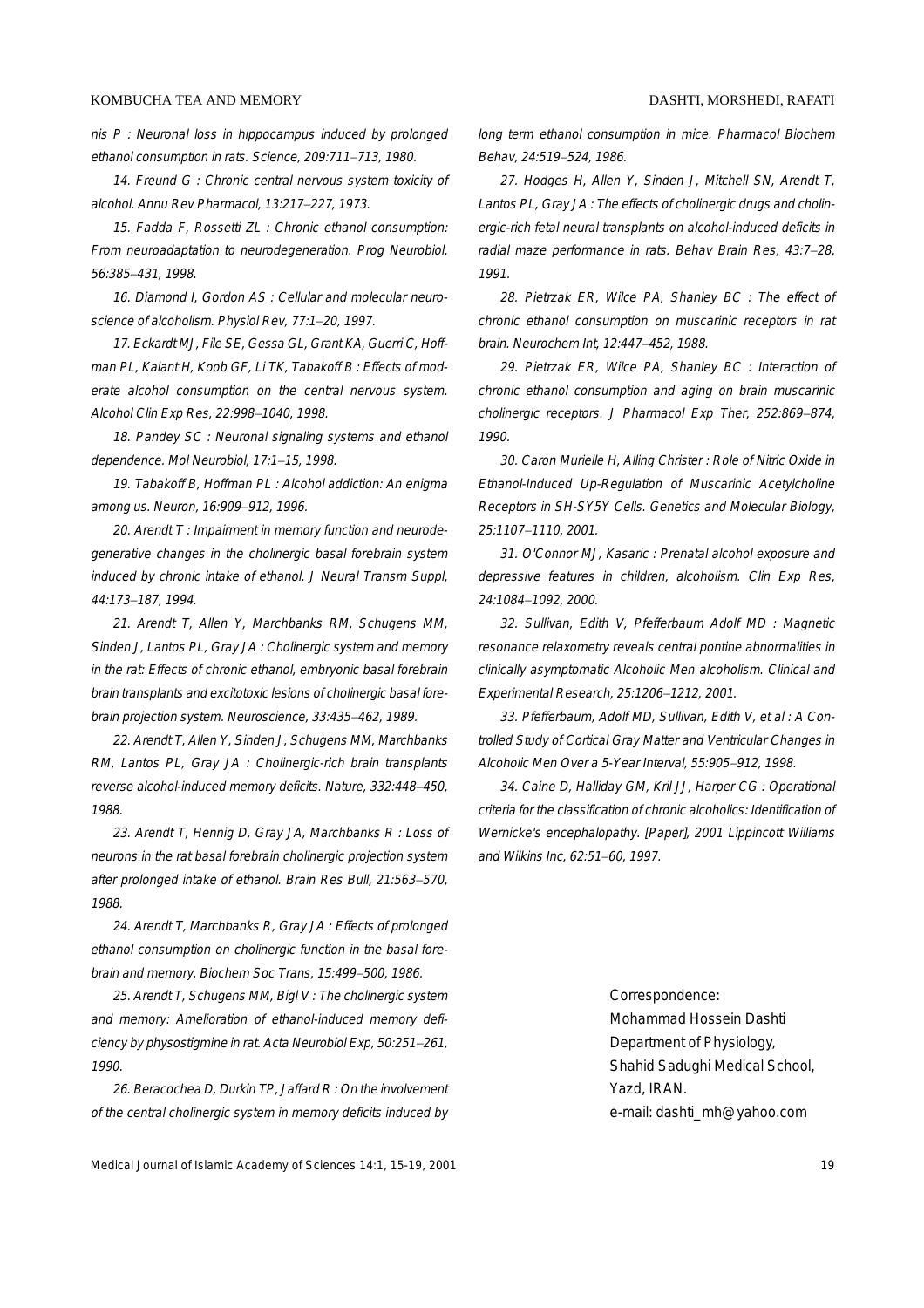nis P : Neuronal loss in hippocampus induced by prolonged ethanol consumption in rats. Science, 209:711–713, 1980.

14. Freund G : Chronic central nervous system toxicity of alcohol. Annu Rev Pharmacol, 13:217–227, 1973.

15. Fadda F, Rossetti ZL : Chronic ethanol consumption: From neuroadaptation to neurodegeneration. Prog Neurobiol, 56:385–431, 1998.

16. Diamond I, Gordon AS : Cellular and molecular neuroscience of alcoholism. Physiol Rev, 77:1–20, 1997.

17. Eckardt MJ, File SE, Gessa GL, Grant KA, Guerri C, Hoffman PL, Kalant H, Koob GF, Li TK, Tabakoff B : Effects of moderate alcohol consumption on the central nervous system. Alcohol Clin Exp Res, 22:998–1040, 1998.

18. Pandey SC : Neuronal signaling systems and ethanol dependence. Mol Neurobiol, 17:1–15, 1998.

19. Tabakoff B, Hoffman PL : Alcohol addiction: An enigma among us. Neuron, 16:909–912, 1996.

20. Arendt T : Impairment in memory function and neurodegenerative changes in the cholinergic basal forebrain system induced by chronic intake of ethanol. J Neural Transm Suppl, 44:173–187, 1994.

21. Arendt T, Allen Y, Marchbanks RM, Schugens MM, Sinden J, Lantos PL, Gray JA : Cholinergic system and memory in the rat: Effects of chronic ethanol, embryonic basal forebrain brain transplants and excitotoxic lesions of cholinergic basal forebrain projection system. Neuroscience, 33:435–462, 1989.

22. Arendt T, Allen Y, Sinden J, Schugens MM, Marchbanks RM, Lantos PL, Gray JA : Cholinergic-rich brain transplants reverse alcohol-induced memory deficits. Nature, 332:448–450, 1988.

23. Arendt T, Hennig D, Gray JA, Marchbanks R : Loss of neurons in the rat basal forebrain cholinergic projection system after prolonged intake of ethanol. Brain Res Bull, 21:563–570, 1988.

24. Arendt T, Marchbanks R, Gray JA : Effects of prolonged ethanol consumption on cholinergic function in the basal forebrain and memory. Biochem Soc Trans, 15:499–500, 1986.

25. Arendt T, Schugens MM, Bigl V : The cholinergic system and memory: Amelioration of ethanol-induced memory deficiency by physostigmine in rat. Acta Neurobiol Exp, 50:251–261, 1990.

26. Beracochea D, Durkin TP, Jaffard R : On the involvement of the central cholinergic system in memory deficits induced by long term ethanol consumption in mice. Pharmacol Biochem Behav, 24:519–524, 1986.

27. Hodges H, Allen Y, Sinden J, Mitchell SN, Arendt T, Lantos PL, Gray JA : The effects of cholinergic drugs and cholinergic-rich fetal neural transplants on alcohol-induced deficits in radial maze performance in rats. Behav Brain Res, 43:7–28, 1991.

28. Pietrzak ER, Wilce PA, Shanley BC : The effect of chronic ethanol consumption on muscarinic receptors in rat brain. Neurochem Int, 12:447–452, 1988.

29. Pietrzak ER, Wilce PA, Shanley BC : Interaction of chronic ethanol consumption and aging on brain muscarinic cholinergic receptors. J Pharmacol Exp Ther, 252:869–874, 1990.

30. Caron Murielle H, Alling Christer : Role of Nitric Oxide in Ethanol-Induced Up-Regulation of Muscarinic Acetylcholine Receptors in SH-SY5Y Cells. Genetics and Molecular Biology, 25:1107–1110, 2001.

31. O'Connor MJ, Kasaric : Prenatal alcohol exposure and depressive features in children, alcoholism. Clin Exp Res, 24:1084–1092, 2000.

32. Sullivan, Edith V, Pfefferbaum Adolf MD : Magnetic resonance relaxometry reveals central pontine abnormalities in clinically asymptomatic Alcoholic Men alcoholism. Clinical and Experimental Research, 25:1206–1212, 2001.

33. Pfefferbaum, Adolf MD, Sullivan, Edith V, et al : A Controlled Study of Cortical Gray Matter and Ventricular Changes in Alcoholic Men Over a 5-Year Interval, 55:905–912, 1998.

34. Caine D, Halliday GM, Kril JJ, Harper CG : Operational criteria for the classification of chronic alcoholics: Identification of Wernicke's encephalopathy. [Paper], 2001 Lippincott Williams and Wilkins Inc, 62:51–60, 1997.

Correspondence:
Mohammad Hossein Dashti
Department of Physiology,
Shahid Sadughi Medical School,
Yazd, IRAN.
e-mail: dashti_mh@yahoo.com